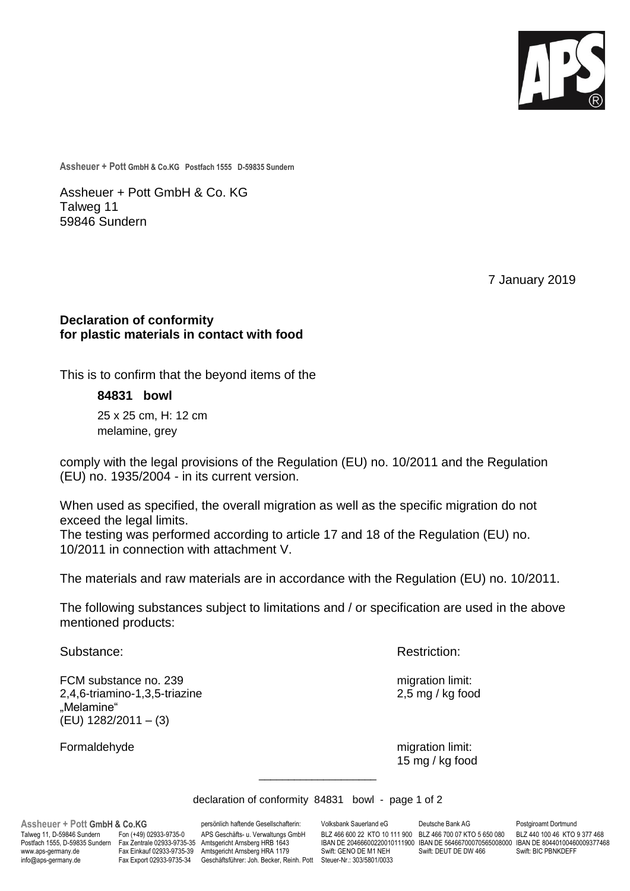**Assheuer + Pott GmbH & Co.KG Postfach 1555 D-59835 Sundern**

Assheuer + Pott GmbH & Co. KG
Talweg 11
59846 Sundern

7 January 2019

**Declaration of conformity**
**for plastic materials in contact with food**

This is to confirm that the beyond items of the

**84831 bowl**

25 x 25 cm, H: 12 cm
melamine, grey

comply with the legal provisions of the Regulation (EU) no. 10/2011 and the Regulation (EU) no. 1935/2004 - in its current version.

When used as specified, the overall migration as well as the specific migration do not exceed the legal limits.
The testing was performed according to article 17 and 18 of the Regulation (EU) no. 10/2011 in connection with attachment V.

The materials and raw materials are in accordance with the Regulation (EU) no. 10/2011.

The following substances subject to limitations and / or specification are used in the above mentioned products:

| Substance: | Restriction: |
|---|---|
| FCM substance no. 239<br>2,4,6-triamino-1,3,5-triazine<br>„Melamine“<br>(EU) 1282/2011 – (3) | migration limit:<br>2,5 mg / kg food |
| Formaldehyde | migration limit:<br>15 mg / kg food |

---

**Assheuer + Pott GmbH & Co.KG**
Talweg 11, D-59846 Sundern
Postfach 1555, D-59835 Sundern
www.aps-germany.de
info@aps-germany.de

Fon (+49) 02933-9735-0
Fax Zentrale 02933-9735-35
Fax Einkauf 02933-9735-39
Fax Export 02933-9735-34

persönlich haftende Gesellschafterin:
APS Geschäfts- u. Verwaltungs GmbH
Amtsgericht Arnsberg HRB 1643
Amtsgericht Arnsberg HRA 1179
Geschäftsführer: Joh. Becker, Reinh. Pott

Volksbank Sauerland eG
BLZ 466 600 22 KTO 10 111 900
IBAN DE 20466600220010111900
Swift: GENO DE M1 NEH
Steuer-Nr.: 303/5801/0033

Deutsche Bank AG
BLZ 466 700 07 KTO 5 650 080
IBAN DE 56466700070565008000
Swift: DEUT DE DW 466

Postgiroamt Dortmund
BLZ 440 100 46 KTO 9 377 468
IBAN DE 80440100460009377468
Swift: BIC PBNKDEFF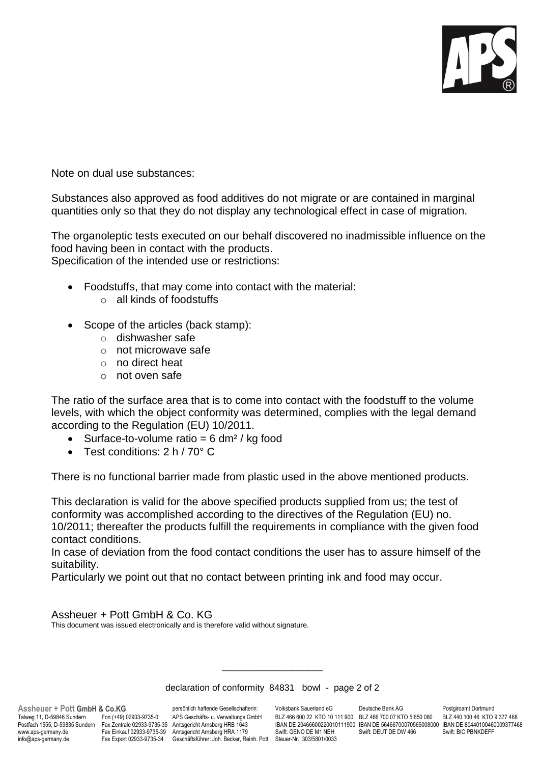Note on dual use substances:

Substances also approved as food additives do not migrate or are contained in marginal quantities only so that they do not display any technological effect in case of migration.

The organoleptic tests executed on our behalf discovered no inadmissible influence on the food having been in contact with the products.
Specification of the intended use or restrictions:

- Foodstuffs, that may come into contact with the material:
  - all kinds of foodstuffs

- Scope of the articles (back stamp):
  - dishwasher safe
  - not microwave safe
  - no direct heat
  - not oven safe

The ratio of the surface area that is to come into contact with the foodstuff to the volume levels, with which the object conformity was determined, complies with the legal demand according to the Regulation (EU) 10/2011.

- Surface-to-volume ratio = 6 $dm^2$ / kg food
- Test conditions: 2 h / 70° C

There is no functional barrier made from plastic used in the above mentioned products.

This declaration is valid for the above specified products supplied from us; the test of conformity was accomplished according to the directives of the Regulation (EU) no. 10/2011; thereafter the products fulfill the requirements in compliance with the given food contact conditions.
In case of deviation from the food contact conditions the user has to assure himself of the suitability.
Particularly we point out that no contact between printing ink and food may occur.

Assheuer + Pott GmbH & Co. KG
This document was issued electronically and is therefore valid without signature.

declaration of conformity 84831 bowl